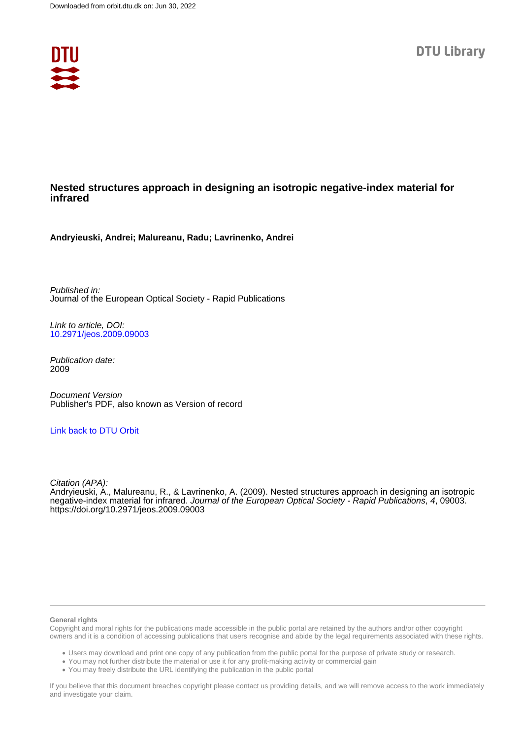Downloaded from orbit.dtu.dk on: Jun 30, 2022

DTU Library

# Nested structures approach in designing an isotropic negative-index material for infrared

**Andryieuski, Andrei; Malureanu, Radu; Lavrinenko, Andrei**

*Published in:*
Journal of the European Optical Society - Rapid Publications

*Link to article, DOI:*
10.2971/jeos.2009.09003

*Publication date:*
2009

*Document Version*
Publisher's PDF, also known as Version of record

Link back to DTU Orbit

*Citation (APA):*
Andryieuski, A., Malureanu, R., & Lavrinenko, A. (2009). Nested structures approach in designing an isotropic negative-index material for infrared. *Journal of the European Optical Society - Rapid Publications*, *4*, 09003. https://doi.org/10.2971/jeos.2009.09003

**General rights**
Copyright and moral rights for the publications made accessible in the public portal are retained by the authors and/or other copyright owners and it is a condition of accessing publications that users recognise and abide by the legal requirements associated with these rights.

- Users may download and print one copy of any publication from the public portal for the purpose of private study or research.
- You may not further distribute the material or use it for any profit-making activity or commercial gain
- You may freely distribute the URL identifying the publication in the public portal

If you believe that this document breaches copyright please contact us providing details, and we will remove access to the work immediately and investigate your claim.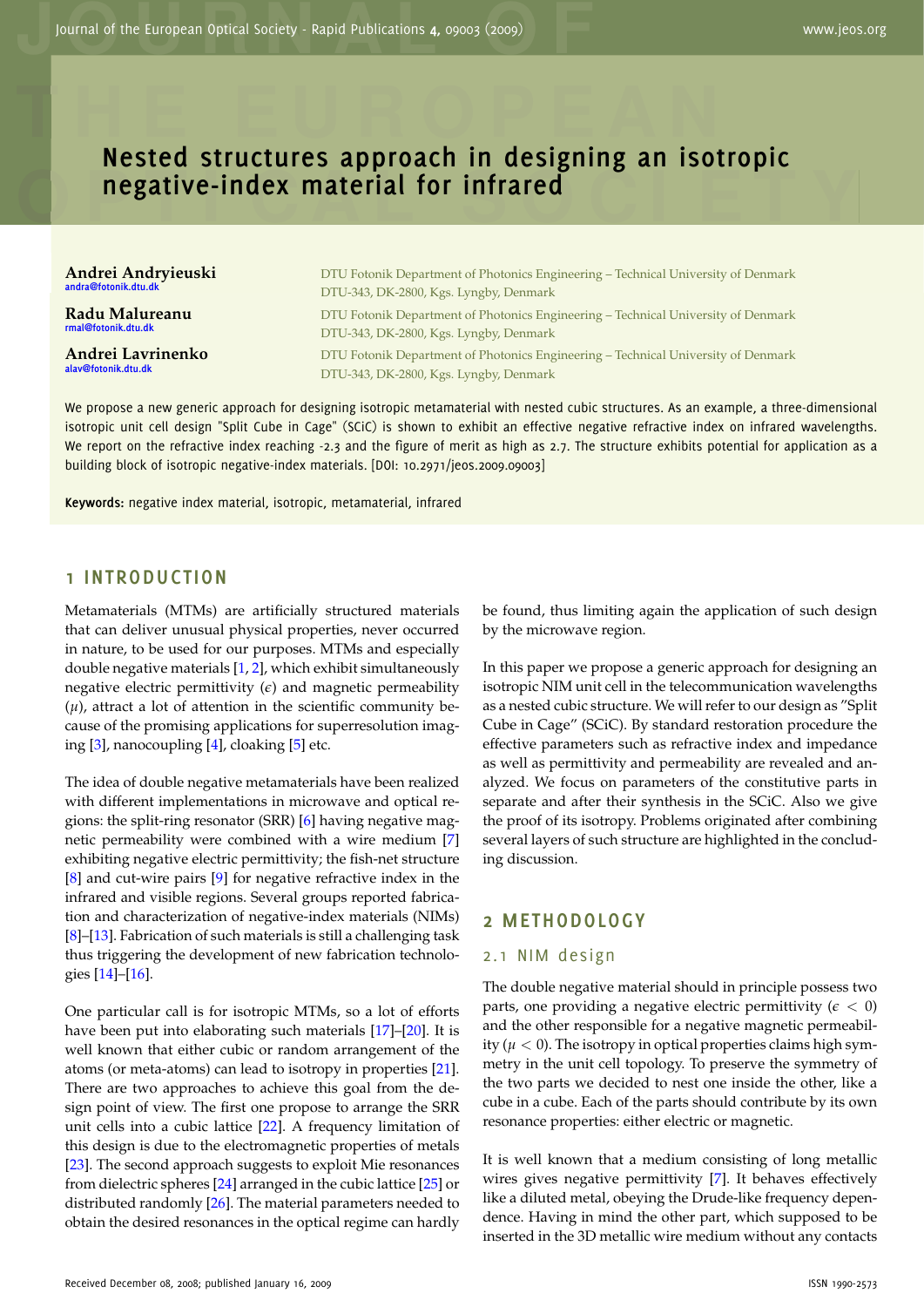# Nested structures approach in designing an isotropic negative-index material for infrared

**Andrei Andryieuski**
andra@fotonik.dtu.dk

DTU Fotonik Department of Photonics Engineering – Technical University of Denmark
DTU-343, DK-2800, Kgs. Lyngby, Denmark

**Radu Malureanu**
rmal@fotonik.dtu.dk

DTU Fotonik Department of Photonics Engineering – Technical University of Denmark
DTU-343, DK-2800, Kgs. Lyngby, Denmark

**Andrei Lavrinenko**
alav@fotonik.dtu.dk

DTU Fotonik Department of Photonics Engineering – Technical University of Denmark
DTU-343, DK-2800, Kgs. Lyngby, Denmark

We propose a new generic approach for designing isotropic metamaterial with nested cubic structures. As an example, a three-dimensional isotropic unit cell design "Split Cube in Cage" (SCiC) is shown to exhibit an effective negative refractive index on infrared wavelengths. We report on the refractive index reaching -2.3 and the figure of merit as high as 2.7. The structure exhibits potential for application as a building block of isotropic negative-index materials. [DOI: 10.2971/jeos.2009.09003]

**Keywords:** negative index material, isotropic, metamaterial, infrared

## 1 INTRODUCTION

Metamaterials (MTMs) are artificially structured materials that can deliver unusual physical properties, never occurred in nature, to be used for our purposes. MTMs and especially double negative materials [1, 2], which exhibit simultaneously negative electric permittivity ($\epsilon$) and magnetic permeability ($\mu$), attract a lot of attention in the scientific community because of the promising applications for superresolution imaging [3], nanocoupling [4], cloaking [5] etc.

The idea of double negative metamaterials have been realized with different implementations in microwave and optical regions: the split-ring resonator (SRR) [6] having negative magnetic permeability were combined with a wire medium [7] exhibiting negative electric permittivity; the fish-net structure [8] and cut-wire pairs [9] for negative refractive index in the infrared and visible regions. Several groups reported fabrication and characterization of negative-index materials (NIMs) [8]–[13]. Fabrication of such materials is still a challenging task thus triggering the development of new fabrication technologies [14]–[16].

One particular call is for isotropic MTMs, so a lot of efforts have been put into elaborating such materials [17]–[20]. It is well known that either cubic or random arrangement of the atoms (or meta-atoms) can lead to isotropy in properties [21]. There are two approaches to achieve this goal from the design point of view. The first one propose to arrange the SRR unit cells into a cubic lattice [22]. A frequency limitation of this design is due to the electromagnetic properties of metals [23]. The second approach suggests to exploit Mie resonances from dielectric spheres [24] arranged in the cubic lattice [25] or distributed randomly [26]. The material parameters needed to obtain the desired resonances in the optical regime can hardly be found, thus limiting again the application of such design by the microwave region.

In this paper we propose a generic approach for designing an isotropic NIM unit cell in the telecommunication wavelengths as a nested cubic structure. We will refer to our design as "Split Cube in Cage" (SCiC). By standard restoration procedure the effective parameters such as refractive index and impedance as well as permittivity and permeability are revealed and analyzed. We focus on parameters of the constitutive parts in separate and after their synthesis in the SCiC. Also we give the proof of its isotropy. Problems originated after combining several layers of such structure are highlighted in the concluding discussion.

## 2 METHODOLOGY

### 2.1 NIM design

The double negative material should in principle possess two parts, one providing a negative electric permittivity ($\epsilon < 0$) and the other responsible for a negative magnetic permeability ($\mu < 0$). The isotropy in optical properties claims high symmetry in the unit cell topology. To preserve the symmetry of the two parts we decided to nest one inside the other, like a cube in a cube. Each of the parts should contribute by its own resonance properties: either electric or magnetic.

It is well known that a medium consisting of long metallic wires gives negative permittivity [7]. It behaves effectively like a diluted metal, obeying the Drude-like frequency dependence. Having in mind the other part, which supposed to be inserted in the 3D metallic wire medium without any contacts

Received December 08, 2008; published January 16, 2009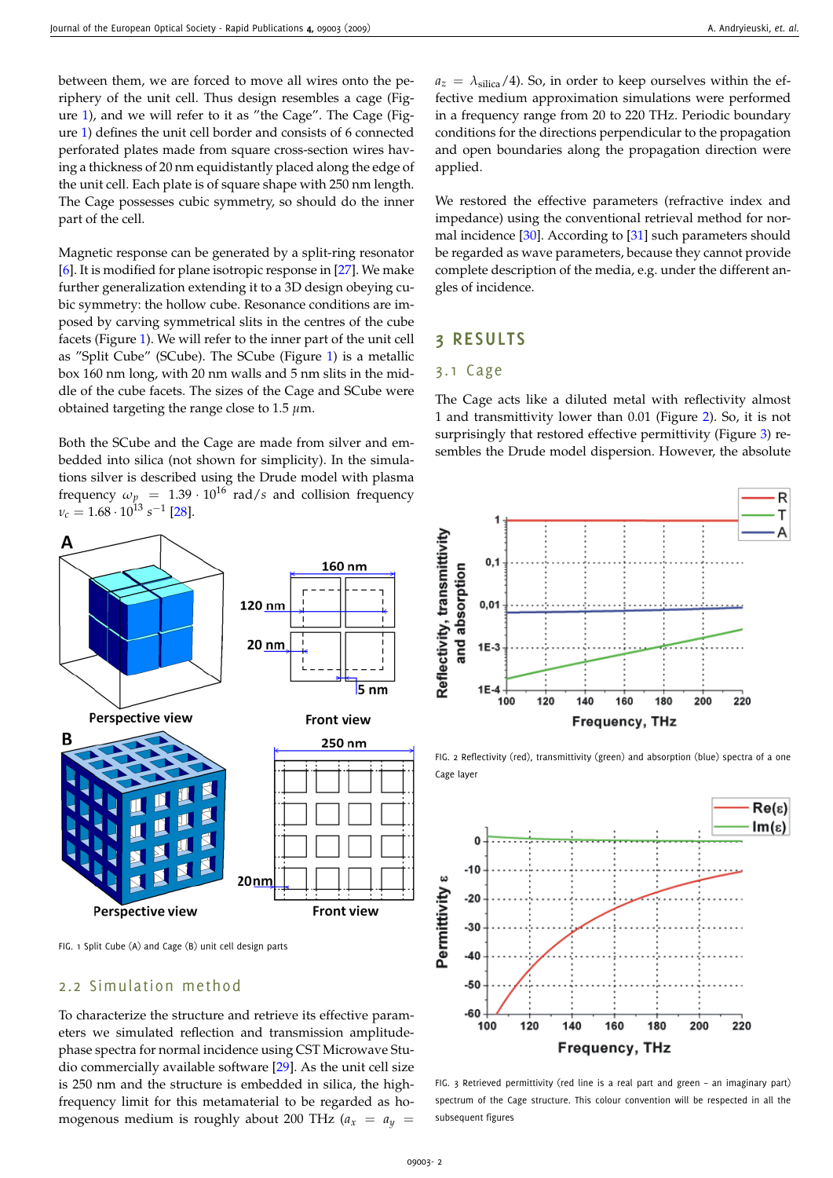between them, we are forced to move all wires onto the periphery of the unit cell. Thus design resembles a cage (Figure 1), and we will refer to it as "the Cage". The Cage (Figure 1) defines the unit cell border and consists of 6 connected perforated plates made from square cross-section wires having a thickness of 20 nm equidistantly placed along the edge of the unit cell. Each plate is of square shape with 250 nm length. The Cage possesses cubic symmetry, so should do the inner part of the cell.

Magnetic response can be generated by a split-ring resonator [6]. It is modified for plane isotropic response in [27]. We make further generalization extending it to a 3D design obeying cubic symmetry: the hollow cube. Resonance conditions are imposed by carving symmetrical slits in the centres of the cube facets (Figure 1). We will refer to the inner part of the unit cell as "Split Cube" (SCube). The SCube (Figure 1) is a metallic box 160 nm long, with 20 nm walls and 5 nm slits in the middle of the cube facets. The sizes of the Cage and SCube were obtained targeting the range close to 1.5 $\mu$m.

Both the SCube and the Cage are made from silver and embedded into silica (not shown for simplicity). In the simulations silver is described using the Drude model with plasma frequency $\omega_p = 1.39 \cdot 10^{16}$ rad/s and collision frequency $\nu_c = 1.68 \cdot 10^{13}$ s$^{-1}$ [28].

FIG. 1 Split Cube (A) and Cage (B) unit cell design parts

## 2.2 Simulation method

To characterize the structure and retrieve its effective parameters we simulated reflection and transmission amplitude-phase spectra for normal incidence using CST Microwave Studio commercially available software [29]. As the unit cell size is 250 nm and the structure is embedded in silica, the high-frequency limit for this metamaterial to be regarded as homogenous medium is roughly about 200 THz ($a_x = a_y = a_z = \lambda_{silica}/4$). So, in order to keep ourselves within the effective medium approximation simulations were performed in a frequency range from 20 to 220 THz. Periodic boundary conditions for the directions perpendicular to the propagation and open boundaries along the propagation direction were applied.

We restored the effective parameters (refractive index and impedance) using the conventional retrieval method for normal incidence [30]. According to [31] such parameters should be regarded as wave parameters, because they cannot provide complete description of the media, e.g. under the different angles of incidence.

# 3 RESULTS

## 3.1 Cage

The Cage acts like a diluted metal with reflectivity almost 1 and transmittivity lower than 0.01 (Figure 2). So, it is not surprisingly that restored effective permittivity (Figure 3) resembles the Drude model dispersion. However, the absolute

FIG. 2 Reflectivity (red), transmittivity (green) and absorption (blue) spectra of a one Cage layer

FIG. 3 Retrieved permittivity (red line is a real part and green – an imaginary part) spectrum of the Cage structure. This colour convention will be respected in all the subsequent figures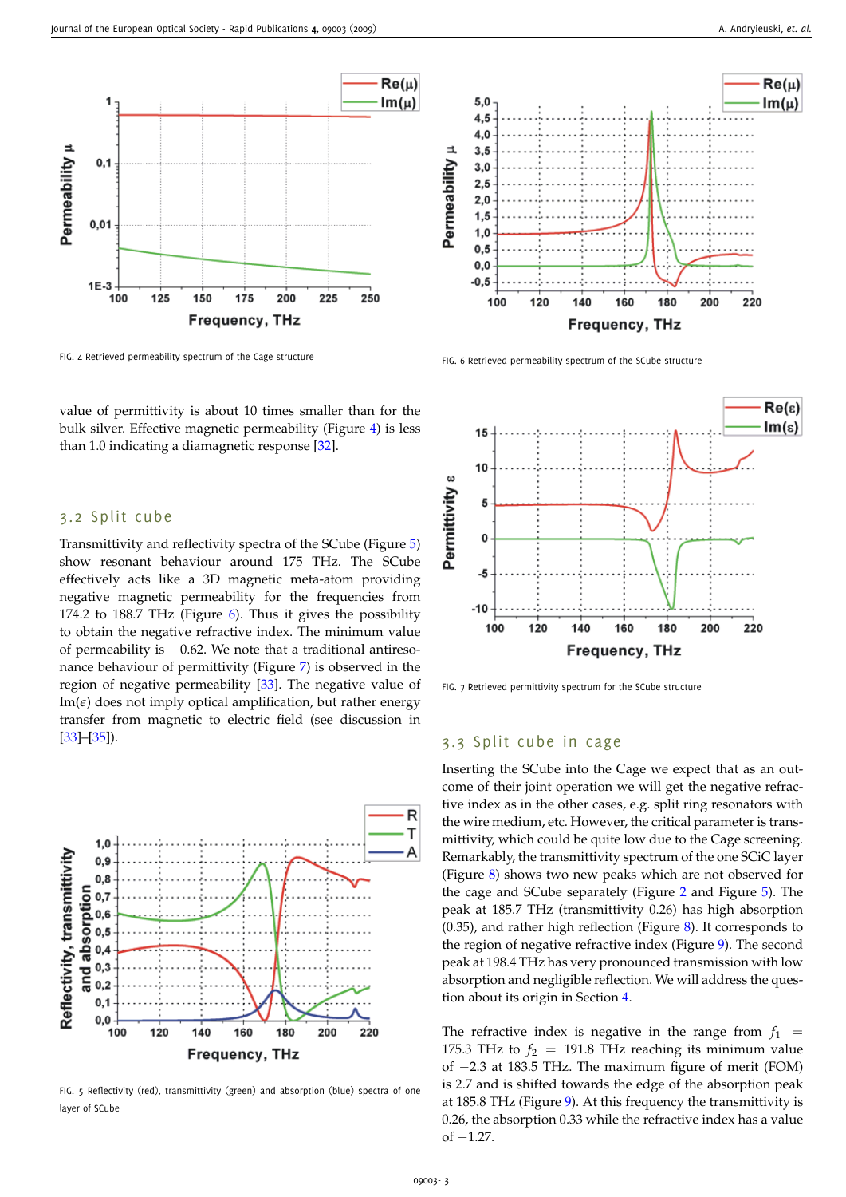FIG. 4 Retrieved permeability spectrum of the Cage structure

value of permittivity is about 10 times smaller than for the bulk silver. Effective magnetic permeability (Figure 4) is less than 1.0 indicating a diamagnetic response [32].

## 3.2 Split cube

Transmittivity and reflectivity spectra of the SCube (Figure 5) show resonant behaviour around 175 THz. The SCube effectively acts like a 3D magnetic meta-atom providing negative magnetic permeability for the frequencies from 174.2 to 188.7 THz (Figure 6). Thus it gives the possibility to obtain the negative refractive index. The minimum value of permeability is −0.62. We note that a traditional antiresonance behaviour of permittivity (Figure 7) is observed in the region of negative permeability [33]. The negative value of $\mathrm{Im}(\epsilon)$ does not imply optical amplification, but rather energy transfer from magnetic to electric field (see discussion in [33]–[35]).

FIG. 5 Reflectivity (red), transmittivity (green) and absorption (blue) spectra of one layer of SCube

FIG. 6 Retrieved permeability spectrum of the SCube structure

FIG. 7 Retrieved permittivity spectrum for the SCube structure

## 3.3 Split cube in cage

Inserting the SCube into the Cage we expect that as an outcome of their joint operation we will get the negative refractive index as in the other cases, e.g. split ring resonators with the wire medium, etc. However, the critical parameter is transmittivity, which could be quite low due to the Cage screening. Remarkably, the transmittivity spectrum of the one SCiC layer (Figure 8) shows two new peaks which are not observed for the cage and SCube separately (Figure 2 and Figure 5). The peak at 185.7 THz (transmittivity 0.26) has high absorption (0.35), and rather high reflection (Figure 8). It corresponds to the region of negative refractive index (Figure 9). The second peak at 198.4 THz has very pronounced transmission with low absorption and negligible reflection. We will address the question about its origin in Section 4.

The refractive index is negative in the range from $f_1$ = 175.3 THz to $f_2$ = 191.8 THz reaching its minimum value of −2.3 at 183.5 THz. The maximum figure of merit (FOM) is 2.7 and is shifted towards the edge of the absorption peak at 185.8 THz (Figure 9). At this frequency the transmittivity is 0.26, the absorption 0.33 while the refractive index has a value of −1.27.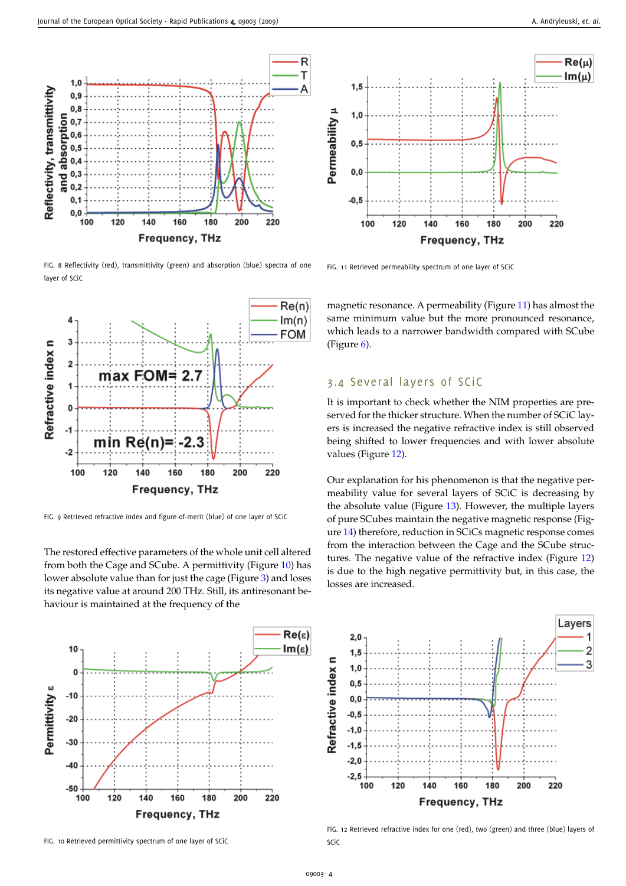FIG. 8 Reflectivity (red), transmittivity (green) and absorption (blue) spectra of one layer of SCiC

FIG. 9 Retrieved refractive index and figure-of-merit (blue) of one layer of SCiC

The restored effective parameters of the whole unit cell altered from both the Cage and SCube. A permittivity (Figure 10) has lower absolute value than for just the cage (Figure 3) and loses its negative value at around 200 THz. Still, its antiresonant behaviour is maintained at the frequency of the

FIG. 10 Retrieved permittivity spectrum of one layer of SCiC

FIG. 11 Retrieved permeability spectrum of one layer of SCiC

magnetic resonance. A permeability (Figure 11) has almost the same minimum value but the more pronounced resonance, which leads to a narrower bandwidth compared with SCube (Figure 6).

## 3.4 Several layers of SCiC

It is important to check whether the NIM properties are preserved for the thicker structure. When the number of SCiC layers is increased the negative refractive index is still observed being shifted to lower frequencies and with lower absolute values (Figure 12).

Our explanation for his phenomenon is that the negative permeability value for several layers of SCiC is decreasing by the absolute value (Figure 13). However, the multiple layers of pure SCubes maintain the negative magnetic response (Figure 14) therefore, reduction in SCiCs magnetic response comes from the interaction between the Cage and the SCube structures. The negative value of the refractive index (Figure 12) is due to the high negative permittivity but, in this case, the losses are increased.

FIG. 12 Retrieved refractive index for one (red), two (green) and three (blue) layers of SCiC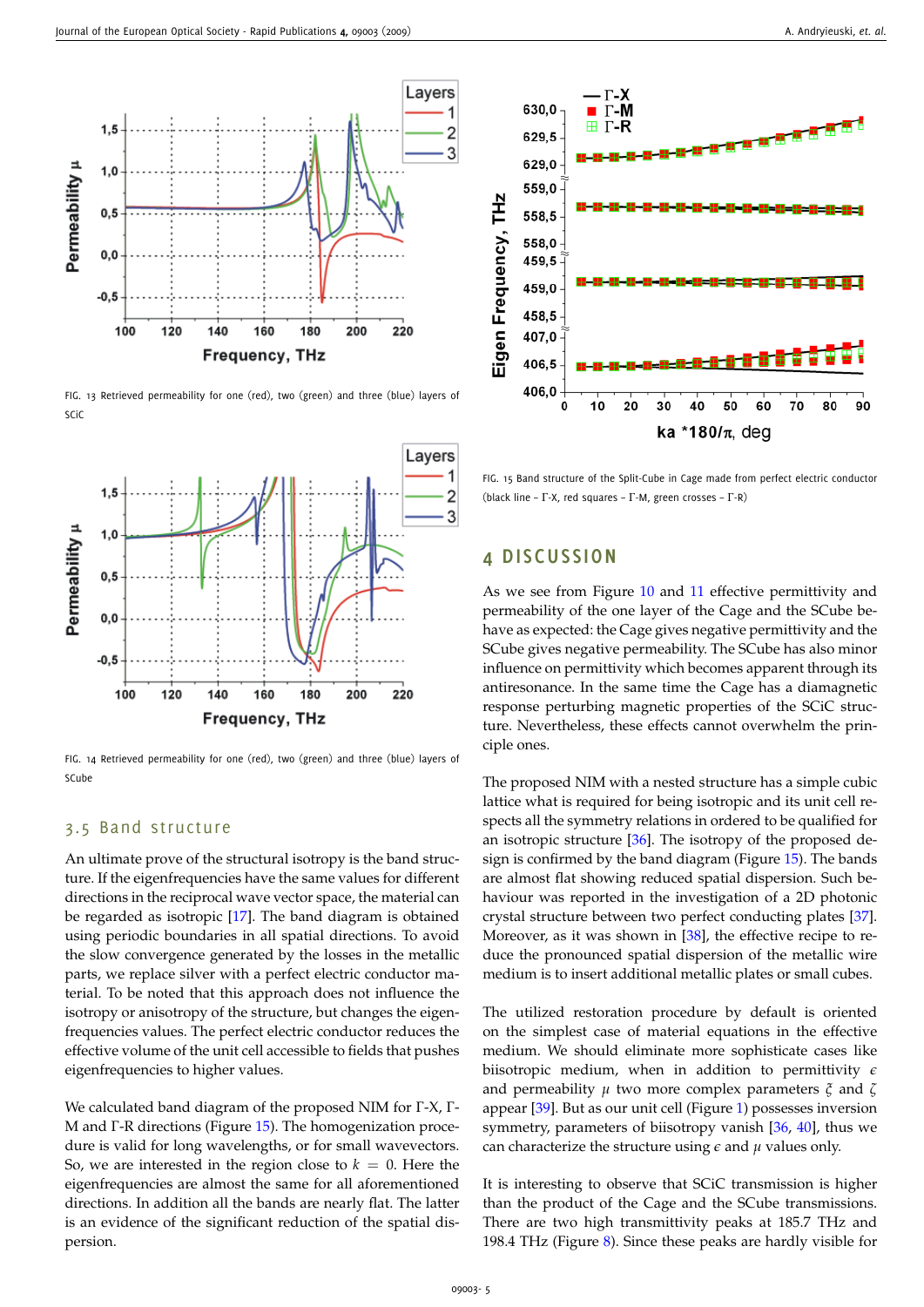FIG. 13 Retrieved permeability for one (red), two (green) and three (blue) layers of SCiC

FIG. 14 Retrieved permeability for one (red), two (green) and three (blue) layers of SCube

### 3.5 Band structure

An ultimate prove of the structural isotropy is the band structure. If the eigenfrequencies have the same values for different directions in the reciprocal wave vector space, the material can be regarded as isotropic [17]. The band diagram is obtained using periodic boundaries in all spatial directions. To avoid the slow convergence generated by the losses in the metallic parts, we replace silver with a perfect electric conductor material. To be noted that this approach does not influence the isotropy or anisotropy of the structure, but changes the eigenfrequencies values. The perfect electric conductor reduces the effective volume of the unit cell accessible to fields that pushes eigenfrequencies to higher values.

We calculated band diagram of the proposed NIM for Γ-X, Γ-M and Γ-R directions (Figure 15). The homogenization procedure is valid for long wavelengths, or for small wavevectors. So, we are interested in the region close to $k = 0$. Here the eigenfrequencies are almost the same for all aforementioned directions. In addition all the bands are nearly flat. The latter is an evidence of the significant reduction of the spatial dispersion.

FIG. 15 Band structure of the Split-Cube in Cage made from perfect electric conductor (black line – Γ-X, red squares – Γ-M, green crosses – Γ-R)

## 4 DISCUSSION

As we see from Figure 10 and 11 effective permittivity and permeability of the one layer of the Cage and the SCube behave as expected: the Cage gives negative permittivity and the SCube gives negative permeability. The SCube has also minor influence on permittivity which becomes apparent through its antiresonance. In the same time the Cage has a diamagnetic response perturbing magnetic properties of the SCiC structure. Nevertheless, these effects cannot overwhelm the principle ones.

The proposed NIM with a nested structure has a simple cubic lattice what is required for being isotropic and its unit cell respects all the symmetry relations in ordered to be qualified for an isotropic structure [36]. The isotropy of the proposed design is confirmed by the band diagram (Figure 15). The bands are almost flat showing reduced spatial dispersion. Such behaviour was reported in the investigation of a 2D photonic crystal structure between two perfect conducting plates [37]. Moreover, as it was shown in [38], the effective recipe to reduce the pronounced spatial dispersion of the metallic wire medium is to insert additional metallic plates or small cubes.

The utilized restoration procedure by default is oriented on the simplest case of material equations in the effective medium. We should eliminate more sophisticate cases like biisotropic medium, when in addition to permittivity $\epsilon$ and permeability $\mu$ two more complex parameters $\xi$ and $\zeta$ appear [39]. But as our unit cell (Figure 1) possesses inversion symmetry, parameters of biisotropy vanish [36, 40], thus we can characterize the structure using $\epsilon$ and $\mu$ values only.

It is interesting to observe that SCiC transmission is higher than the product of the Cage and the SCube transmissions. There are two high transmittivity peaks at 185.7 THz and 198.4 THz (Figure 8). Since these peaks are hardly visible for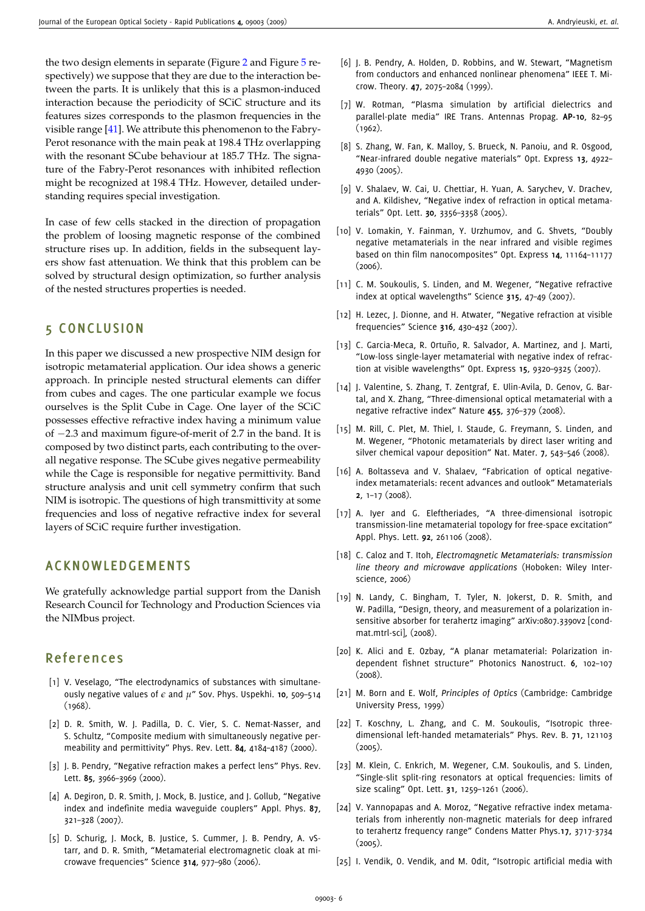the two design elements in separate (Figure 2 and Figure 5 respectively) we suppose that they are due to the interaction between the parts. It is unlikely that this is a plasmon-induced interaction because the periodicity of SCiC structure and its features sizes corresponds to the plasmon frequencies in the visible range [41]. We attribute this phenomenon to the Fabry-Perot resonance with the main peak at 198.4 THz overlapping with the resonant SCube behaviour at 185.7 THz. The signature of the Fabry-Perot resonances with inhibited reflection might be recognized at 198.4 THz. However, detailed understanding requires special investigation.

In case of few cells stacked in the direction of propagation the problem of loosing magnetic response of the combined structure rises up. In addition, fields in the subsequent layers show fast attenuation. We think that this problem can be solved by structural design optimization, so further analysis of the nested structures properties is needed.

## 5 CONCLUSION

In this paper we discussed a new prospective NIM design for isotropic metamaterial application. Our idea shows a generic approach. In principle nested structural elements can differ from cubes and cages. The one particular example we focus ourselves is the Split Cube in Cage. One layer of the SCiC possesses effective refractive index having a minimum value of $-2.3$ and maximum figure-of-merit of 2.7 in the band. It is composed by two distinct parts, each contributing to the overall negative response. The SCube gives negative permeability while the Cage is responsible for negative permittivity. Band structure analysis and unit cell symmetry confirm that such NIM is isotropic. The questions of high transmittivity at some frequencies and loss of negative refractive index for several layers of SCiC require further investigation.

## ACKNOWLEDGEMENTS

We gratefully acknowledge partial support from the Danish Research Council for Technology and Production Sciences via the NIMbus project.

## References

[1] V. Veselago, "The electrodynamics of substances with simultaneously negative values of $\epsilon$ and $\mu$" Sov. Phys. Uspekhi. **10**, 509–514 (1968).

[2] D. R. Smith, W. J. Padilla, D. C. Vier, S. C. Nemat-Nasser, and S. Schultz, "Composite medium with simultaneously negative permeability and permittivity" Phys. Rev. Lett. **84**, 4184–4187 (2000).

[3] J. B. Pendry, "Negative refraction makes a perfect lens" Phys. Rev. Lett. **85**, 3966–3969 (2000).

[4] A. Degiron, D. R. Smith, J. Mock, B. Justice, and J. Gollub, "Negative index and indefinite media waveguide couplers" Appl. Phys. **87**, 321–328 (2007).

[5] D. Schurig, J. Mock, B. Justice, S. Cummer, J. B. Pendry, A. vStarr, and D. R. Smith, "Metamaterial electromagnetic cloak at microwave frequencies" Science **314**, 977–980 (2006).

[6] J. B. Pendry, A. Holden, D. Robbins, and W. Stewart, "Magnetism from conductors and enhanced nonlinear phenomena" IEEE T. Microw. Theory. **47**, 2075–2084 (1999).

[7] W. Rotman, "Plasma simulation by artificial dielectrics and parallel-plate media" IRE Trans. Antennas Propag. **AP-10**, 82–95 (1962).

[8] S. Zhang, W. Fan, K. Malloy, S. Brueck, N. Panoiu, and R. Osgood, "Near-infrared double negative materials" Opt. Express **13**, 4922–4930 (2005).

[9] V. Shalaev, W. Cai, U. Chettiar, H. Yuan, A. Sarychev, V. Drachev, and A. Kildishev, "Negative index of refraction in optical metamaterials" Opt. Lett. **30**, 3356–3358 (2005).

[10] V. Lomakin, Y. Fainman, Y. Urzhumov, and G. Shvets, "Doubly negative metamaterials in the near infrared and visible regimes based on thin film nanocomposites" Opt. Express **14**, 11164–11177 (2006).

[11] C. M. Soukoulis, S. Linden, and M. Wegener, "Negative refractive index at optical wavelengths" Science **315**, 47–49 (2007).

[12] H. Lezec, J. Dionne, and H. Atwater, "Negative refraction at visible frequencies" Science **316**, 430–432 (2007).

[13] C. Garcia-Meca, R. Ortuño, R. Salvador, A. Martinez, and J. Marti, "Low-loss single-layer metamaterial with negative index of refraction at visible wavelengths" Opt. Express **15**, 9320–9325 (2007).

[14] J. Valentine, S. Zhang, T. Zentgraf, E. Ulin-Avila, D. Genov, G. Bartal, and X. Zhang, "Three-dimensional optical metamaterial with a negative refractive index" Nature **455**, 376–379 (2008).

[15] M. Rill, C. Plet, M. Thiel, I. Staude, G. Freymann, S. Linden, and M. Wegener, "Photonic metamaterials by direct laser writing and silver chemical vapour deposition" Nat. Mater. **7**, 543–546 (2008).

[16] A. Boltasseva and V. Shalaev, "Fabrication of optical negative-index metamaterials: recent advances and outlook" Metamaterials **2**, 1–17 (2008).

[17] A. Iyer and G. Eleftheriades, "A three-dimensional isotropic transmission-line metamaterial topology for free-space excitation" Appl. Phys. Lett. **92**, 261106 (2008).

[18] C. Caloz and T. Itoh, *Electromagnetic Metamaterials: transmission line theory and microwave applications* (Hoboken: Wiley Interscience, 2006)

[19] N. Landy, C. Bingham, T. Tyler, N. Jokerst, D. R. Smith, and W. Padilla, "Design, theory, and measurement of a polarization insensitive absorber for terahertz imaging" arXiv:0807.3390v2 [cond-mat.mtrl-sci], (2008).

[20] K. Alici and E. Ozbay, "A planar metamaterial: Polarization independent fishnet structure" Photonics Nanostruct. **6**, 102–107 (2008).

[21] M. Born and E. Wolf, *Principles of Optics* (Cambridge: Cambridge University Press, 1999)

[22] T. Koschny, L. Zhang, and C. M. Soukoulis, "Isotropic three-dimensional left-handed metamaterials" Phys. Rev. B. **71**, 121103 (2005).

[23] M. Klein, C. Enkrich, M. Wegener, C.M. Soukoulis, and S. Linden, "Single-slit split-ring resonators at optical frequencies: limits of size scaling" Opt. Lett. **31**, 1259–1261 (2006).

[24] V. Yannopapas and A. Moroz, "Negative refractive index metamaterials from inherently non-magnetic materials for deep infrared to terahertz frequency range" Condens Matter Phys.**17**, 3717-3734 (2005).

[25] I. Vendik, O. Vendik, and M. Odit, "Isotropic artificial media with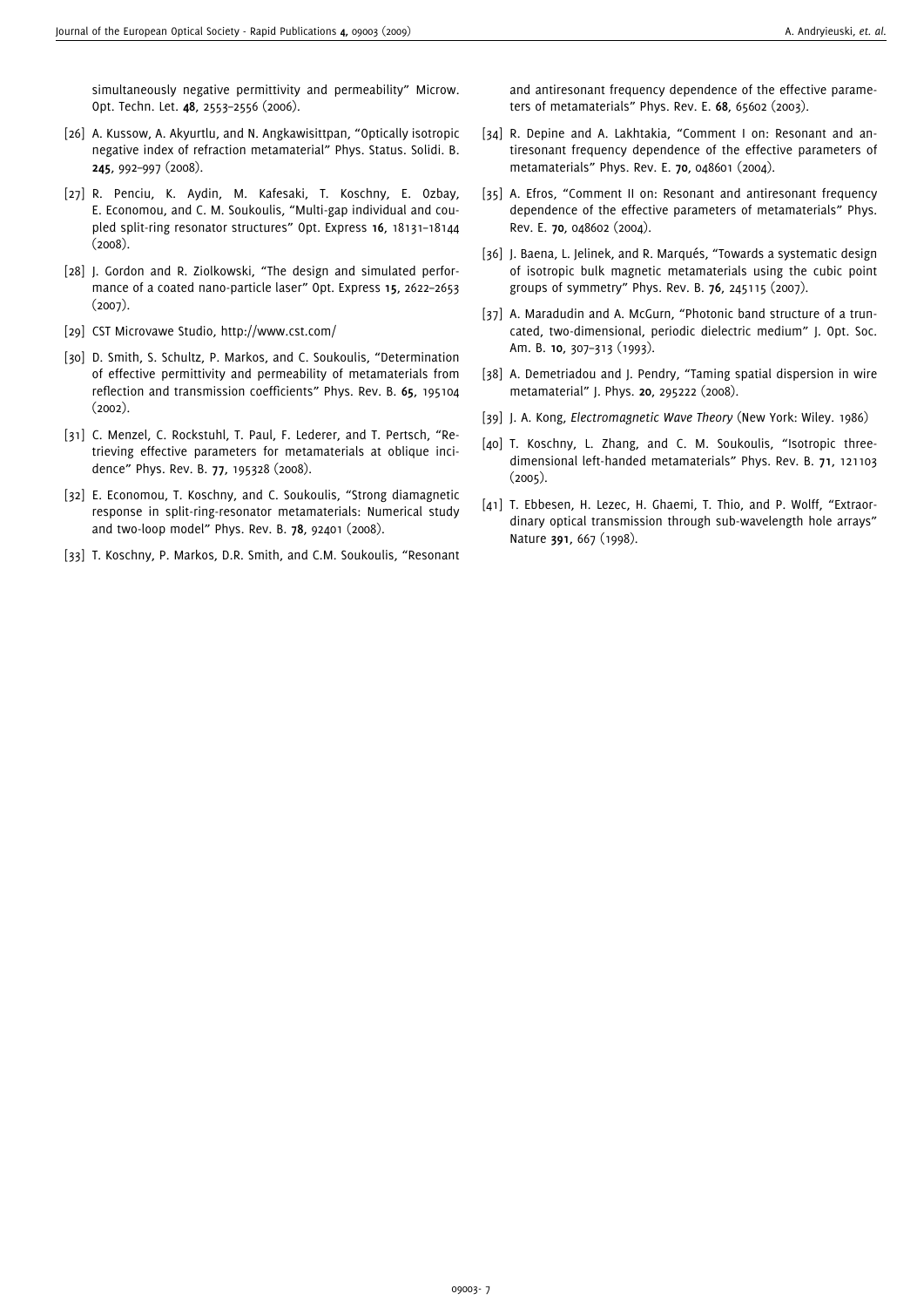simultaneously negative permittivity and permeability" Microw. Opt. Techn. Let. **48**, 2553–2556 (2006).

[26] A. Kussow, A. Akyurtlu, and N. Angkawisittpan, "Optically isotropic negative index of refraction metamaterial" Phys. Status. Solidi. B. **245**, 992–997 (2008).

[27] R. Penciu, K. Aydin, M. Kafesaki, T. Koschny, E. Ozbay, E. Economou, and C. M. Soukoulis, "Multi-gap individual and coupled split-ring resonator structures" Opt. Express **16**, 18131–18144 (2008).

[28] J. Gordon and R. Ziolkowski, "The design and simulated performance of a coated nano-particle laser" Opt. Express **15**, 2622–2653 (2007).

[29] CST Microvawe Studio, http://www.cst.com/

[30] D. Smith, S. Schultz, P. Markos, and C. Soukoulis, "Determination of effective permittivity and permeability of metamaterials from reflection and transmission coefficients" Phys. Rev. B. **65**, 195104 (2002).

[31] C. Menzel, C. Rockstuhl, T. Paul, F. Lederer, and T. Pertsch, "Retrieving effective parameters for metamaterials at oblique incidence" Phys. Rev. B. **77**, 195328 (2008).

[32] E. Economou, T. Koschny, and C. Soukoulis, "Strong diamagnetic response in split-ring-resonator metamaterials: Numerical study and two-loop model" Phys. Rev. B. **78**, 92401 (2008).

[33] T. Koschny, P. Markos, D.R. Smith, and C.M. Soukoulis, "Resonant and antiresonant frequency dependence of the effective parameters of metamaterials" Phys. Rev. E. **68**, 65602 (2003).

[34] R. Depine and A. Lakhtakia, "Comment I on: Resonant and antiresonant frequency dependence of the effective parameters of metamaterials" Phys. Rev. E. **70**, 048601 (2004).

[35] A. Efros, "Comment II on: Resonant and antiresonant frequency dependence of the effective parameters of metamaterials" Phys. Rev. E. **70**, 048602 (2004).

[36] J. Baena, L. Jelinek, and R. Marqués, "Towards a systematic design of isotropic bulk magnetic metamaterials using the cubic point groups of symmetry" Phys. Rev. B. **76**, 245115 (2007).

[37] A. Maradudin and A. McGurn, "Photonic band structure of a truncated, two-dimensional, periodic dielectric medium" J. Opt. Soc. Am. B. **10**, 307–313 (1993).

[38] A. Demetriadou and J. Pendry, "Taming spatial dispersion in wire metamaterial" J. Phys. **20**, 295222 (2008).

[39] J. A. Kong, *Electromagnetic Wave Theory* (New York: Wiley. 1986)

[40] T. Koschny, L. Zhang, and C. M. Soukoulis, "Isotropic three-dimensional left-handed metamaterials" Phys. Rev. B. **71**, 121103 (2005).

[41] T. Ebbesen, H. Lezec, H. Ghaemi, T. Thio, and P. Wolff, "Extraordinary optical transmission through sub-wavelength hole arrays" Nature **391**, 667 (1998).